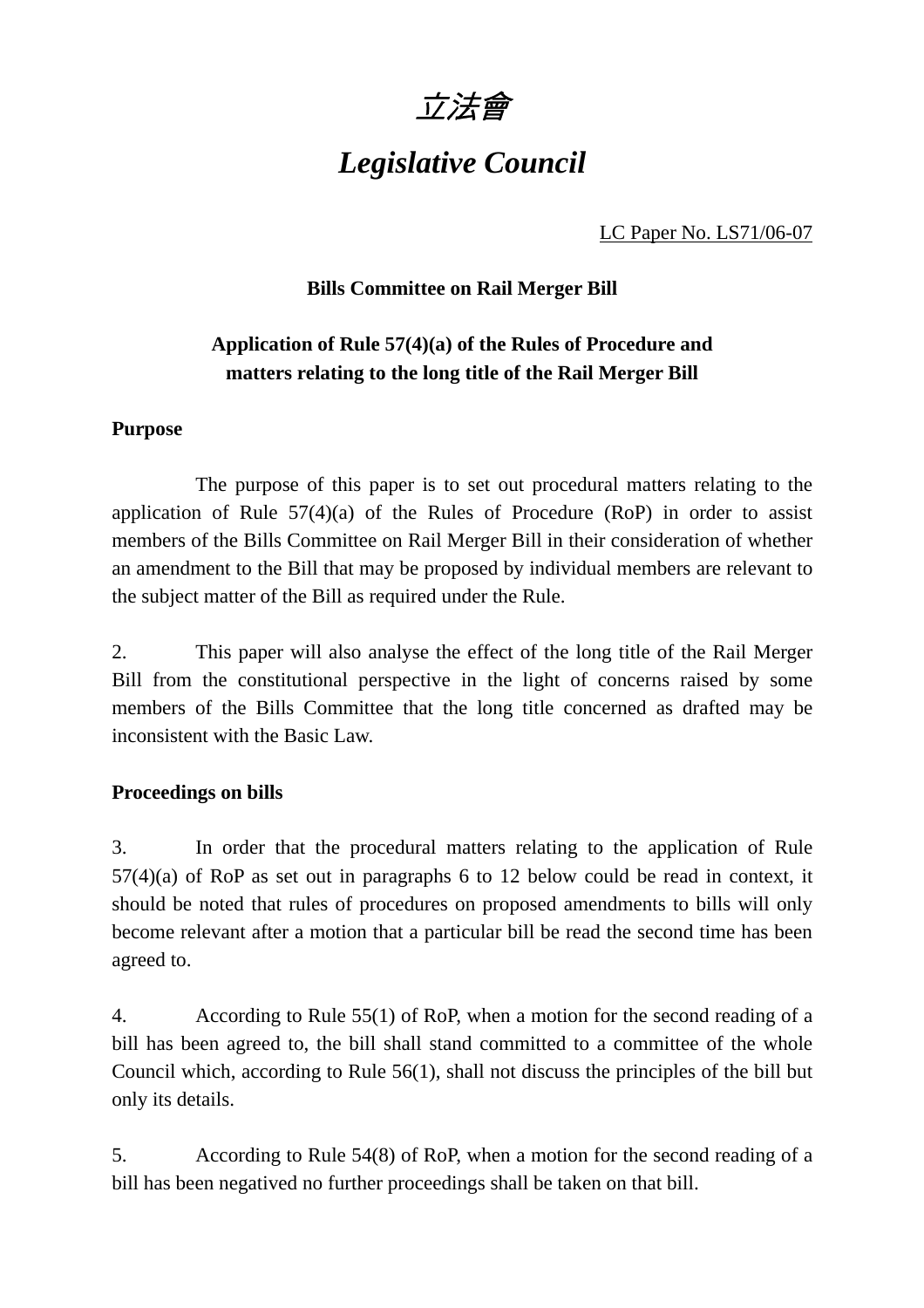# *立法會*

# *Legislative Council*

LC Paper No. LS71/06-07

**Bills Committee on Rail Merger Bill**

**Application of Rule 57(4)(a) of the Rules of Procedure and matters relating to the long title of the Rail Merger Bill**

**Purpose**

The purpose of this paper is to set out procedural matters relating to the application of Rule 57(4)(a) of the Rules of Procedure (RoP) in order to assist members of the Bills Committee on Rail Merger Bill in their consideration of whether an amendment to the Bill that may be proposed by individual members are relevant to the subject matter of the Bill as required under the Rule.

2. This paper will also analyse the effect of the long title of the Rail Merger Bill from the constitutional perspective in the light of concerns raised by some members of the Bills Committee that the long title concerned as drafted may be inconsistent with the Basic Law.

**Proceedings on bills**

3. In order that the procedural matters relating to the application of Rule 57(4)(a) of RoP as set out in paragraphs 6 to 12 below could be read in context, it should be noted that rules of procedures on proposed amendments to bills will only become relevant after a motion that a particular bill be read the second time has been agreed to.

4. According to Rule 55(1) of RoP, when a motion for the second reading of a bill has been agreed to, the bill shall stand committed to a committee of the whole Council which, according to Rule 56(1), shall not discuss the principles of the bill but only its details.

5. According to Rule 54(8) of RoP, when a motion for the second reading of a bill has been negatived no further proceedings shall be taken on that bill.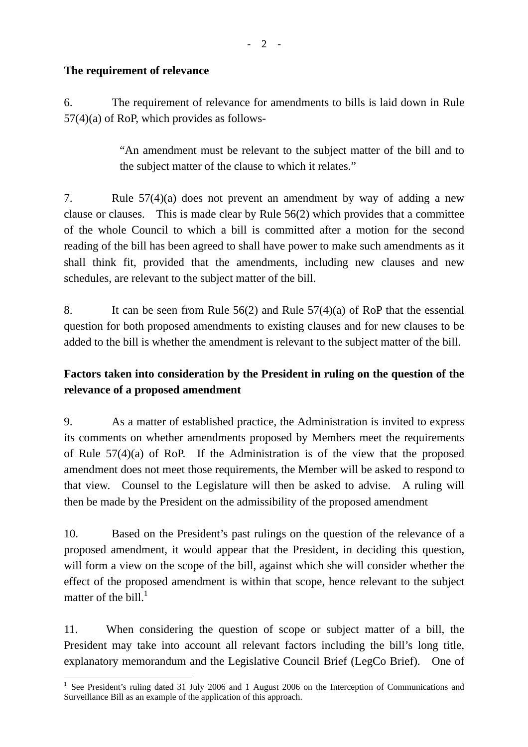**The requirement of relevance**

6. The requirement of relevance for amendments to bills is laid down in Rule 57(4)(a) of RoP, which provides as follows-

> "An amendment must be relevant to the subject matter of the bill and to the subject matter of the clause to which it relates."

7. Rule 57(4)(a) does not prevent an amendment by way of adding a new clause or clauses. This is made clear by Rule 56(2) which provides that a committee of the whole Council to which a bill is committed after a motion for the second reading of the bill has been agreed to shall have power to make such amendments as it shall think fit, provided that the amendments, including new clauses and new schedules, are relevant to the subject matter of the bill.

8. It can be seen from Rule 56(2) and Rule 57(4)(a) of RoP that the essential question for both proposed amendments to existing clauses and for new clauses to be added to the bill is whether the amendment is relevant to the subject matter of the bill.

**Factors taken into consideration by the President in ruling on the question of the relevance of a proposed amendment**

9. As a matter of established practice, the Administration is invited to express its comments on whether amendments proposed by Members meet the requirements of Rule 57(4)(a) of RoP. If the Administration is of the view that the proposed amendment does not meet those requirements, the Member will be asked to respond to that view. Counsel to the Legislature will then be asked to advise. A ruling will then be made by the President on the admissibility of the proposed amendment

10. Based on the President's past rulings on the question of the relevance of a proposed amendment, it would appear that the President, in deciding this question, will form a view on the scope of the bill, against which she will consider whether the effect of the proposed amendment is within that scope, hence relevant to the subject matter of the bill.[1]

11. When considering the question of scope or subject matter of a bill, the President may take into account all relevant factors including the bill's long title, explanatory memorandum and the Legislative Council Brief (LegCo Brief). One of

[1] See President's ruling dated 31 July 2006 and 1 August 2006 on the Interception of Communications and Surveillance Bill as an example of the application of this approach.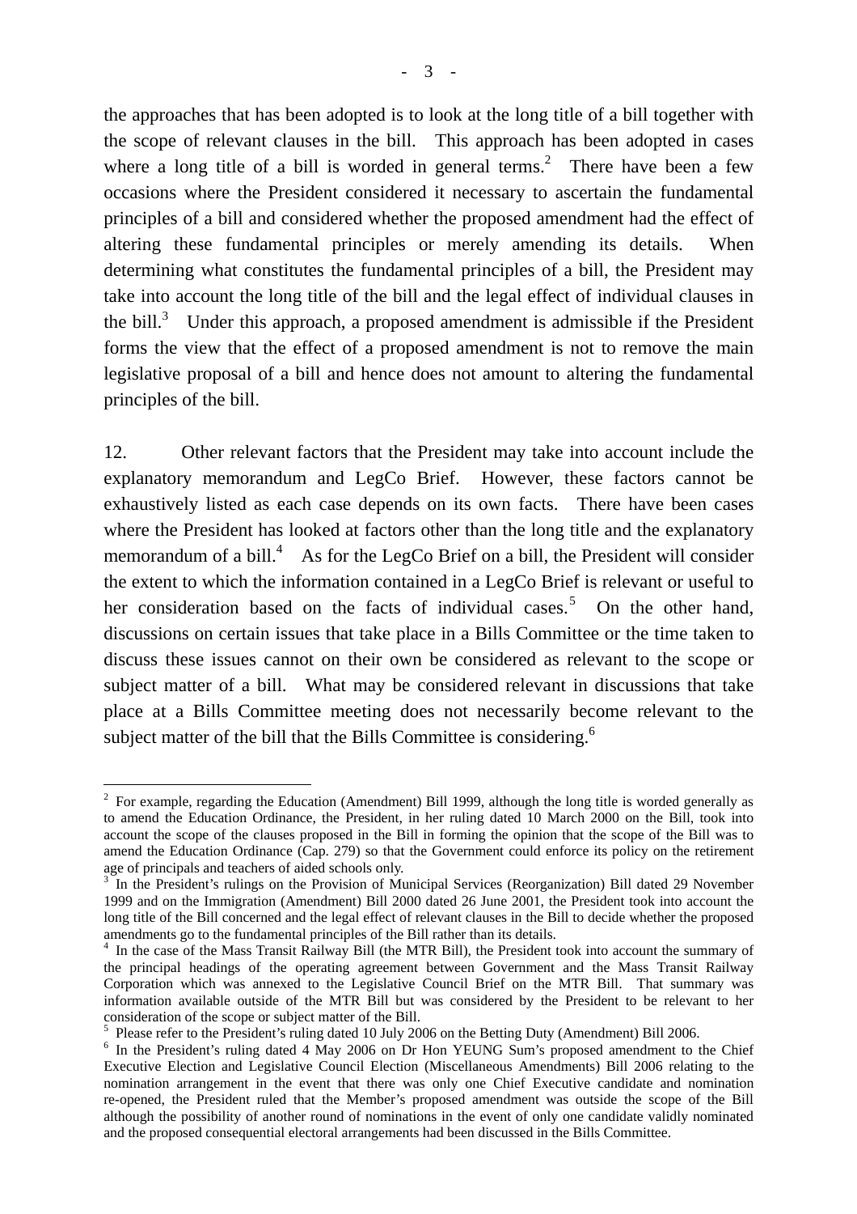the approaches that has been adopted is to look at the long title of a bill together with the scope of relevant clauses in the bill. This approach has been adopted in cases where a long title of a bill is worded in general terms.[2] There have been a few occasions where the President considered it necessary to ascertain the fundamental principles of a bill and considered whether the proposed amendment had the effect of altering these fundamental principles or merely amending its details. When determining what constitutes the fundamental principles of a bill, the President may take into account the long title of the bill and the legal effect of individual clauses in the bill.[3] Under this approach, a proposed amendment is admissible if the President forms the view that the effect of a proposed amendment is not to remove the main legislative proposal of a bill and hence does not amount to altering the fundamental principles of the bill.

12. Other relevant factors that the President may take into account include the explanatory memorandum and LegCo Brief. However, these factors cannot be exhaustively listed as each case depends on its own facts. There have been cases where the President has looked at factors other than the long title and the explanatory memorandum of a bill.[4] As for the LegCo Brief on a bill, the President will consider the extent to which the information contained in a LegCo Brief is relevant or useful to her consideration based on the facts of individual cases.[5] On the other hand, discussions on certain issues that take place in a Bills Committee or the time taken to discuss these issues cannot on their own be considered as relevant to the scope or subject matter of a bill. What may be considered relevant in discussions that take place at a Bills Committee meeting does not necessarily become relevant to the subject matter of the bill that the Bills Committee is considering.[6]

---

[2] For example, regarding the Education (Amendment) Bill 1999, although the long title is worded generally as to amend the Education Ordinance, the President, in her ruling dated 10 March 2000 on the Bill, took into account the scope of the clauses proposed in the Bill in forming the opinion that the scope of the Bill was to amend the Education Ordinance (Cap. 279) so that the Government could enforce its policy on the retirement age of principals and teachers of aided schools only.

[3] In the President's rulings on the Provision of Municipal Services (Reorganization) Bill dated 29 November 1999 and on the Immigration (Amendment) Bill 2000 dated 26 June 2001, the President took into account the long title of the Bill concerned and the legal effect of relevant clauses in the Bill to decide whether the proposed amendments go to the fundamental principles of the Bill rather than its details.

[4] In the case of the Mass Transit Railway Bill (the MTR Bill), the President took into account the summary of the principal headings of the operating agreement between Government and the Mass Transit Railway Corporation which was annexed to the Legislative Council Brief on the MTR Bill. That summary was information available outside of the MTR Bill but was considered by the President to be relevant to her consideration of the scope or subject matter of the Bill.

[5] Please refer to the President's ruling dated 10 July 2006 on the Betting Duty (Amendment) Bill 2006.

[6] In the President's ruling dated 4 May 2006 on Dr Hon YEUNG Sum's proposed amendment to the Chief Executive Election and Legislative Council Election (Miscellaneous Amendments) Bill 2006 relating to the nomination arrangement in the event that there was only one Chief Executive candidate and nomination re-opened, the President ruled that the Member's proposed amendment was outside the scope of the Bill although the possibility of another round of nominations in the event of only one candidate validly nominated and the proposed consequential electoral arrangements had been discussed in the Bills Committee.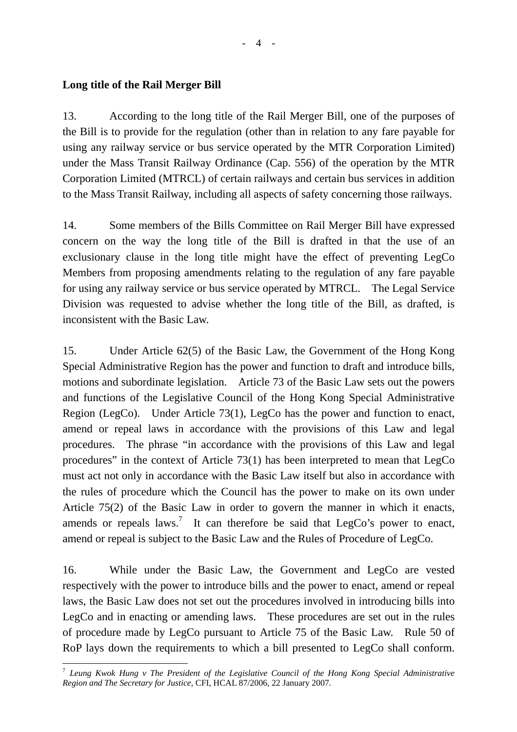**Long title of the Rail Merger Bill**

13. According to the long title of the Rail Merger Bill, one of the purposes of the Bill is to provide for the regulation (other than in relation to any fare payable for using any railway service or bus service operated by the MTR Corporation Limited) under the Mass Transit Railway Ordinance (Cap. 556) of the operation by the MTR Corporation Limited (MTRCL) of certain railways and certain bus services in addition to the Mass Transit Railway, including all aspects of safety concerning those railways.

14. Some members of the Bills Committee on Rail Merger Bill have expressed concern on the way the long title of the Bill is drafted in that the use of an exclusionary clause in the long title might have the effect of preventing LegCo Members from proposing amendments relating to the regulation of any fare payable for using any railway service or bus service operated by MTRCL. The Legal Service Division was requested to advise whether the long title of the Bill, as drafted, is inconsistent with the Basic Law.

15. Under Article 62(5) of the Basic Law, the Government of the Hong Kong Special Administrative Region has the power and function to draft and introduce bills, motions and subordinate legislation. Article 73 of the Basic Law sets out the powers and functions of the Legislative Council of the Hong Kong Special Administrative Region (LegCo). Under Article 73(1), LegCo has the power and function to enact, amend or repeal laws in accordance with the provisions of this Law and legal procedures. The phrase "in accordance with the provisions of this Law and legal procedures" in the context of Article 73(1) has been interpreted to mean that LegCo must act not only in accordance with the Basic Law itself but also in accordance with the rules of procedure which the Council has the power to make on its own under Article 75(2) of the Basic Law in order to govern the manner in which it enacts, amends or repeals laws.[7] It can therefore be said that LegCo's power to enact, amend or repeal is subject to the Basic Law and the Rules of Procedure of LegCo.

16. While under the Basic Law, the Government and LegCo are vested respectively with the power to introduce bills and the power to enact, amend or repeal laws, the Basic Law does not set out the procedures involved in introducing bills into LegCo and in enacting or amending laws. These procedures are set out in the rules of procedure made by LegCo pursuant to Article 75 of the Basic Law. Rule 50 of RoP lays down the requirements to which a bill presented to LegCo shall conform.

---

[7] *Leung Kwok Hung v The President of the Legislative Council of the Hong Kong Special Administrative Region and The Secretary for Justice,* CFI, HCAL 87/2006, 22 January 2007.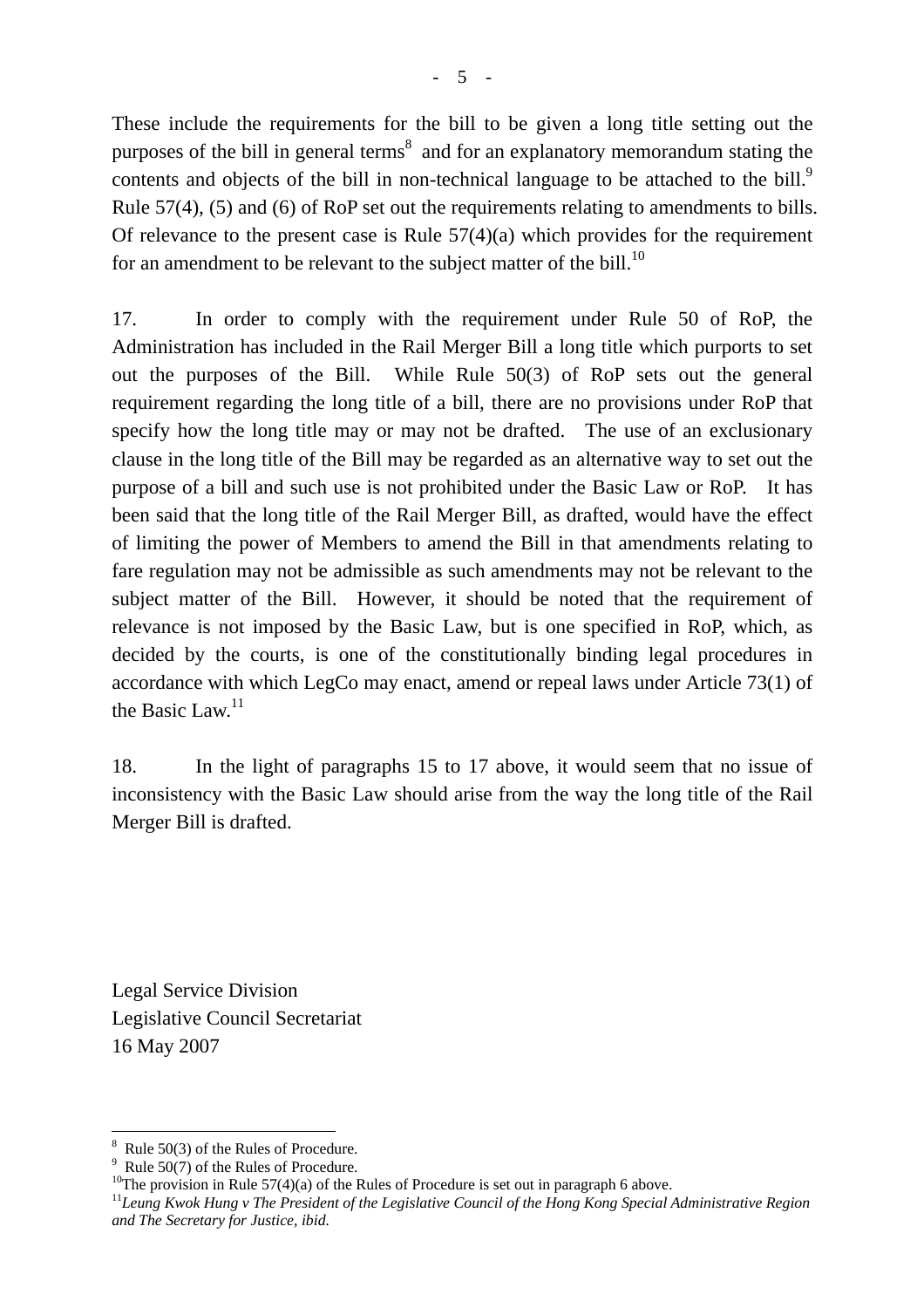These include the requirements for the bill to be given a long title setting out the purposes of the bill in general terms[8] and for an explanatory memorandum stating the contents and objects of the bill in non-technical language to be attached to the bill.[9] Rule 57(4), (5) and (6) of RoP set out the requirements relating to amendments to bills. Of relevance to the present case is Rule 57(4)(a) which provides for the requirement for an amendment to be relevant to the subject matter of the bill.[10]

17. In order to comply with the requirement under Rule 50 of RoP, the Administration has included in the Rail Merger Bill a long title which purports to set out the purposes of the Bill. While Rule 50(3) of RoP sets out the general requirement regarding the long title of a bill, there are no provisions under RoP that specify how the long title may or may not be drafted. The use of an exclusionary clause in the long title of the Bill may be regarded as an alternative way to set out the purpose of a bill and such use is not prohibited under the Basic Law or RoP. It has been said that the long title of the Rail Merger Bill, as drafted, would have the effect of limiting the power of Members to amend the Bill in that amendments relating to fare regulation may not be admissible as such amendments may not be relevant to the subject matter of the Bill. However, it should be noted that the requirement of relevance is not imposed by the Basic Law, but is one specified in RoP, which, as decided by the courts, is one of the constitutionally binding legal procedures in accordance with which LegCo may enact, amend or repeal laws under Article 73(1) of the Basic Law.[11]

18. In the light of paragraphs 15 to 17 above, it would seem that no issue of inconsistency with the Basic Law should arise from the way the long title of the Rail Merger Bill is drafted.

Legal Service Division
Legislative Council Secretariat
16 May 2007

---

[8] Rule 50(3) of the Rules of Procedure.

[9] Rule 50(7) of the Rules of Procedure.

[10] The provision in Rule 57(4)(a) of the Rules of Procedure is set out in paragraph 6 above.

[11] *Leung Kwok Hung v The President of the Legislative Council of the Hong Kong Special Administrative Region and The Secretary for Justice, ibid.*